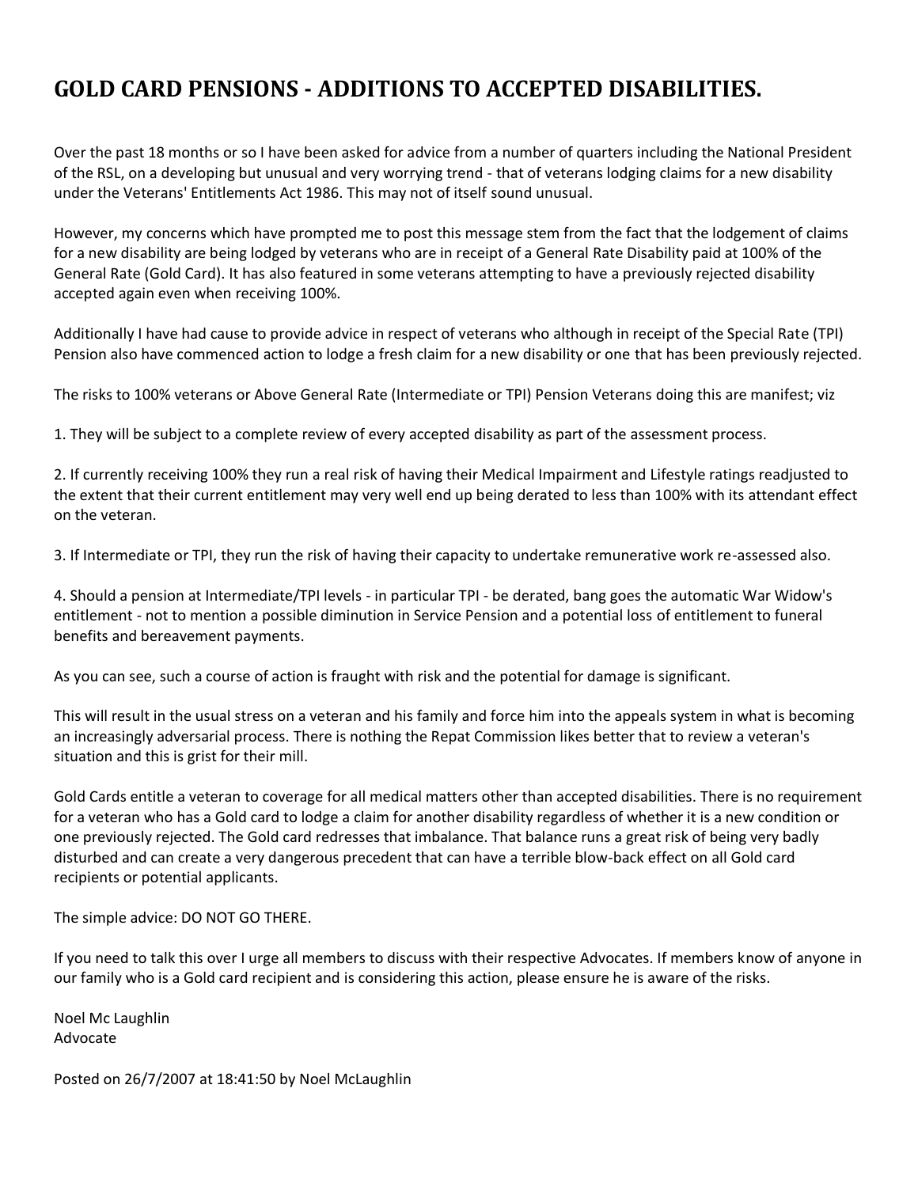# GOLD CARD PENSIONS - ADDITIONS TO ACCEPTED DISABILITIES.

Over the past 18 months or so I have been asked for advice from a number of quarters including the National President of the RSL, on a developing but unusual and very worrying trend - that of veterans lodging claims for a new disability under the Veterans' Entitlements Act 1986. This may not of itself sound unusual.

However, my concerns which have prompted me to post this message stem from the fact that the lodgement of claims for a new disability are being lodged by veterans who are in receipt of a General Rate Disability paid at 100% of the General Rate (Gold Card). It has also featured in some veterans attempting to have a previously rejected disability accepted again even when receiving 100%.

Additionally I have had cause to provide advice in respect of veterans who although in receipt of the Special Rate (TPI) Pension also have commenced action to lodge a fresh claim for a new disability or one that has been previously rejected.

The risks to 100% veterans or Above General Rate (Intermediate or TPI) Pension Veterans doing this are manifest; viz

1. They will be subject to a complete review of every accepted disability as part of the assessment process.

2. If currently receiving 100% they run a real risk of having their Medical Impairment and Lifestyle ratings readjusted to the extent that their current entitlement may very well end up being derated to less than 100% with its attendant effect on the veteran.

3. If Intermediate or TPI, they run the risk of having their capacity to undertake remunerative work re-assessed also.

4. Should a pension at Intermediate/TPI levels - in particular TPI - be derated, bang goes the automatic War Widow's entitlement - not to mention a possible diminution in Service Pension and a potential loss of entitlement to funeral benefits and bereavement payments.

As you can see, such a course of action is fraught with risk and the potential for damage is significant.

This will result in the usual stress on a veteran and his family and force him into the appeals system in what is becoming an increasingly adversarial process. There is nothing the Repat Commission likes better that to review a veteran's situation and this is grist for their mill.

Gold Cards entitle a veteran to coverage for all medical matters other than accepted disabilities. There is no requirement for a veteran who has a Gold card to lodge a claim for another disability regardless of whether it is a new condition or one previously rejected. The Gold card redresses that imbalance. That balance runs a great risk of being very badly disturbed and can create a very dangerous precedent that can have a terrible blow-back effect on all Gold card recipients or potential applicants.

The simple advice: DO NOT GO THERE.

If you need to talk this over I urge all members to discuss with their respective Advocates. If members know of anyone in our family who is a Gold card recipient and is considering this action, please ensure he is aware of the risks.

Noel Mc Laughlin  
Advocate

Posted on 26/7/2007 at 18:41:50 by Noel McLaughlin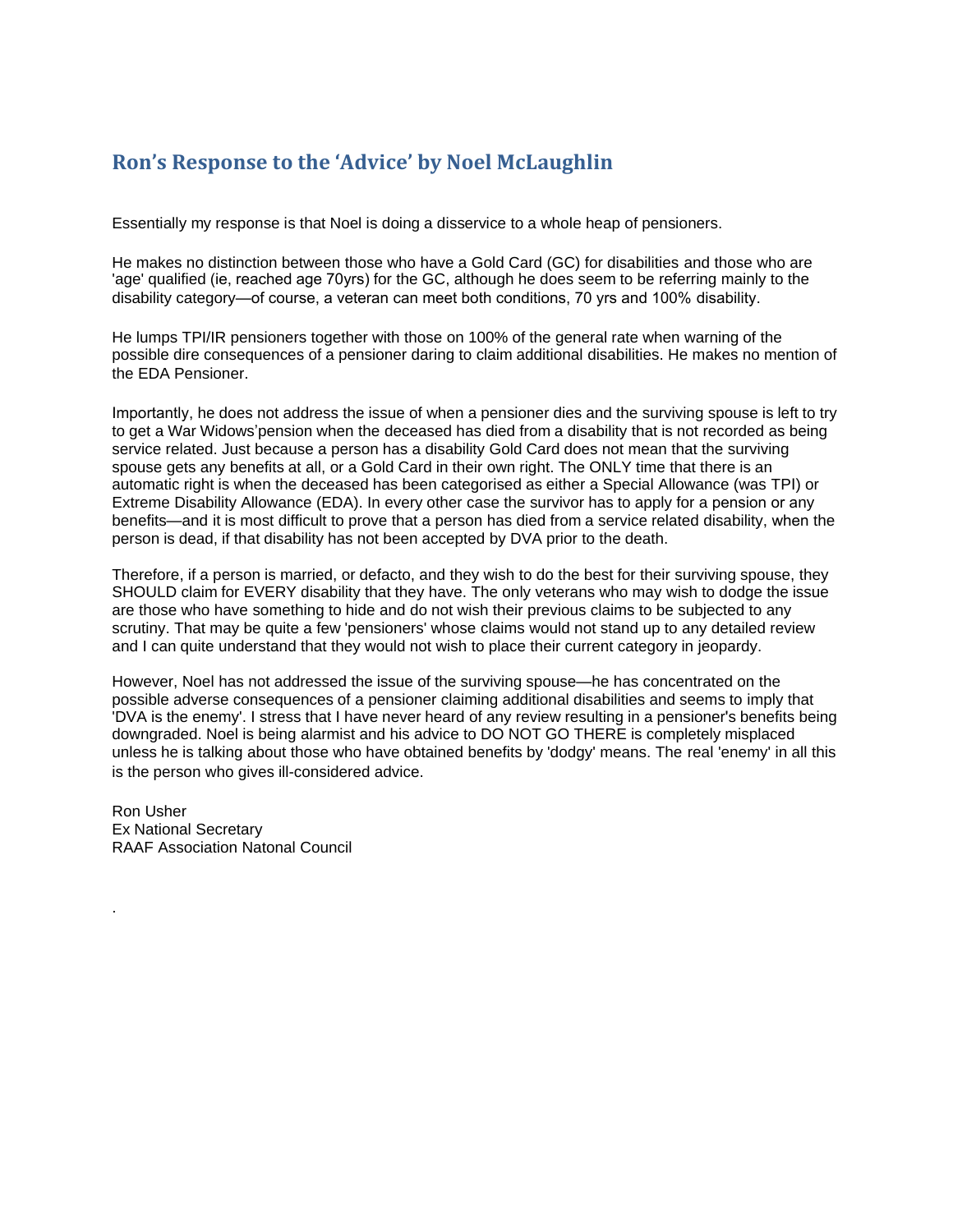## Ron's Response to the 'Advice' by Noel McLaughlin

Essentially my response is that Noel is doing a disservice to a whole heap of pensioners.

He makes no distinction between those who have a Gold Card (GC) for disabilities and those who are 'age' qualified (ie, reached age 70yrs) for the GC, although he does seem to be referring mainly to the disability category—of course, a veteran can meet both conditions, 70 yrs and 100% disability.

He lumps TPI/IR pensioners together with those on 100% of the general rate when warning of the possible dire consequences of a pensioner daring to claim additional disabilities. He makes no mention of the EDA Pensioner.

Importantly, he does not address the issue of when a pensioner dies and the surviving spouse is left to try to get a War Widows'pension when the deceased has died from a disability that is not recorded as being service related. Just because a person has a disability Gold Card does not mean that the surviving spouse gets any benefits at all, or a Gold Card in their own right. The ONLY time that there is an automatic right is when the deceased has been categorised as either a Special Allowance (was TPI) or Extreme Disability Allowance (EDA). In every other case the survivor has to apply for a pension or any benefits—and it is most difficult to prove that a person has died from a service related disability, when the person is dead, if that disability has not been accepted by DVA prior to the death.

Therefore, if a person is married, or defacto, and they wish to do the best for their surviving spouse, they SHOULD claim for EVERY disability that they have. The only veterans who may wish to dodge the issue are those who have something to hide and do not wish their previous claims to be subjected to any scrutiny. That may be quite a few 'pensioners' whose claims would not stand up to any detailed review and I can quite understand that they would not wish to place their current category in jeopardy.

However, Noel has not addressed the issue of the surviving spouse—he has concentrated on the possible adverse consequences of a pensioner claiming additional disabilities and seems to imply that 'DVA is the enemy'. I stress that I have never heard of any review resulting in a pensioner's benefits being downgraded. Noel is being alarmist and his advice to DO NOT GO THERE is completely misplaced unless he is talking about those who have obtained benefits by 'dodgy' means. The real 'enemy' in all this is the person who gives ill-considered advice.

Ron Usher
Ex National Secretary
RAAF Association Natonal Council

.